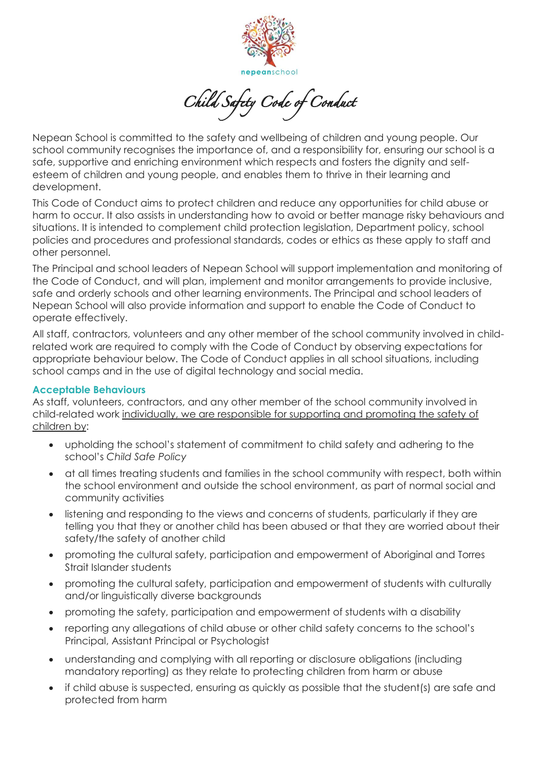nepeanschool

# Child Safety Code of Conduct

Nepean School is committed to the safety and wellbeing of children and young people. Our school community recognises the importance of, and a responsibility for, ensuring our school is a safe, supportive and enriching environment which respects and fosters the dignity and self-esteem of children and young people, and enables them to thrive in their learning and development.

This Code of Conduct aims to protect children and reduce any opportunities for child abuse or harm to occur. It also assists in understanding how to avoid or better manage risky behaviours and situations. It is intended to complement child protection legislation, Department policy, school policies and procedures and professional standards, codes or ethics as these apply to staff and other personnel.

The Principal and school leaders of Nepean School will support implementation and monitoring of the Code of Conduct, and will plan, implement and monitor arrangements to provide inclusive, safe and orderly schools and other learning environments. The Principal and school leaders of Nepean School will also provide information and support to enable the Code of Conduct to operate effectively.

All staff, contractors, volunteers and any other member of the school community involved in child-related work are required to comply with the Code of Conduct by observing expectations for appropriate behaviour below. The Code of Conduct applies in all school situations, including school camps and in the use of digital technology and social media.

## Acceptable Behaviours

As staff, volunteers, contractors, and any other member of the school community involved in child-related work individually, we are responsible for supporting and promoting the safety of children by:

- upholding the school's statement of commitment to child safety and adhering to the school's *Child Safe Policy*
- at all times treating students and families in the school community with respect, both within the school environment and outside the school environment, as part of normal social and community activities
- listening and responding to the views and concerns of students, particularly if they are telling you that they or another child has been abused or that they are worried about their safety/the safety of another child
- promoting the cultural safety, participation and empowerment of Aboriginal and Torres Strait Islander students
- promoting the cultural safety, participation and empowerment of students with culturally and/or linguistically diverse backgrounds
- promoting the safety, participation and empowerment of students with a disability
- reporting any allegations of child abuse or other child safety concerns to the school's Principal, Assistant Principal or Psychologist
- understanding and complying with all reporting or disclosure obligations (including mandatory reporting) as they relate to protecting children from harm or abuse
- if child abuse is suspected, ensuring as quickly as possible that the student(s) are safe and protected from harm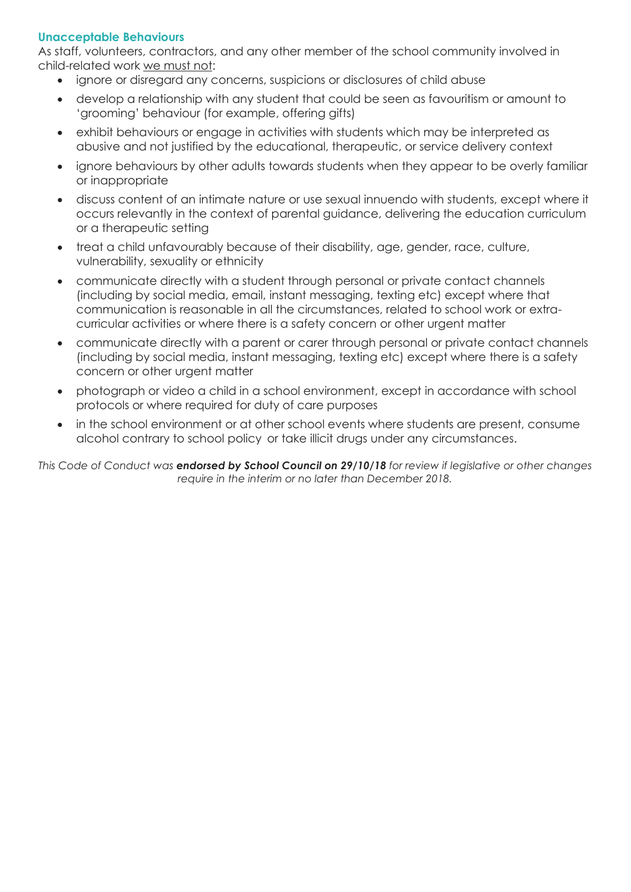### Unacceptable Behaviours

As staff, volunteers, contractors, and any other member of the school community involved in child-related work <u>we must not</u>:

- ignore or disregard any concerns, suspicions or disclosures of child abuse
- develop a relationship with any student that could be seen as favouritism or amount to 'grooming' behaviour (for example, offering gifts)
- exhibit behaviours or engage in activities with students which may be interpreted as abusive and not justified by the educational, therapeutic, or service delivery context
- ignore behaviours by other adults towards students when they appear to be overly familiar or inappropriate
- discuss content of an intimate nature or use sexual innuendo with students, except where it occurs relevantly in the context of parental guidance, delivering the education curriculum or a therapeutic setting
- treat a child unfavourably because of their disability, age, gender, race, culture, vulnerability, sexuality or ethnicity
- communicate directly with a student through personal or private contact channels (including by social media, email, instant messaging, texting etc) except where that communication is reasonable in all the circumstances, related to school work or extra-curricular activities or where there is a safety concern or other urgent matter
- communicate directly with a parent or carer through personal or private contact channels (including by social media, instant messaging, texting etc) except where there is a safety concern or other urgent matter
- photograph or video a child in a school environment, except in accordance with school protocols or where required for duty of care purposes
- in the school environment or at other school events where students are present, consume alcohol contrary to school policy or take illicit drugs under any circumstances.

*This Code of Conduct was **endorsed by School Council on 29/10/18** for review if legislative or other changes require in the interim or no later than December 2018.*